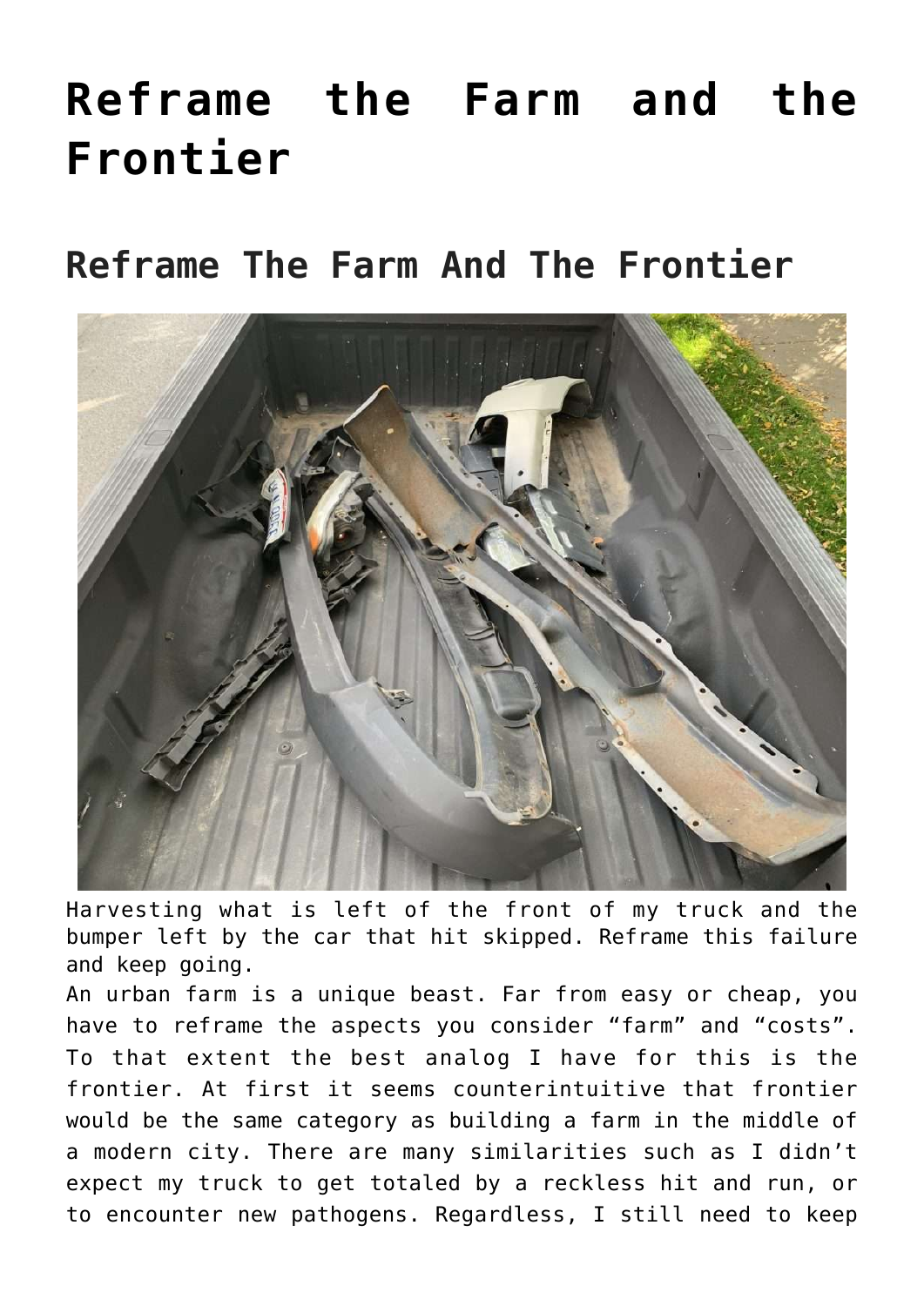# Reframe the Farm and the Frontier

## Reframe The Farm And The Frontier

Harvesting what is left of the front of my truck and the bumper left by the car that hit skipped. Reframe this failure and keep going.

An urban farm is a unique beast. Far from easy or cheap, you have to reframe the aspects you consider "farm" and "costs". To that extent the best analog I have for this is the frontier. At first it seems counterintuitive that frontier would be the same category as building a farm in the middle of a modern city. There are many similarities such as I didn't expect my truck to get totaled by a reckless hit and run, or to encounter new pathogens. Regardless, I still need to keep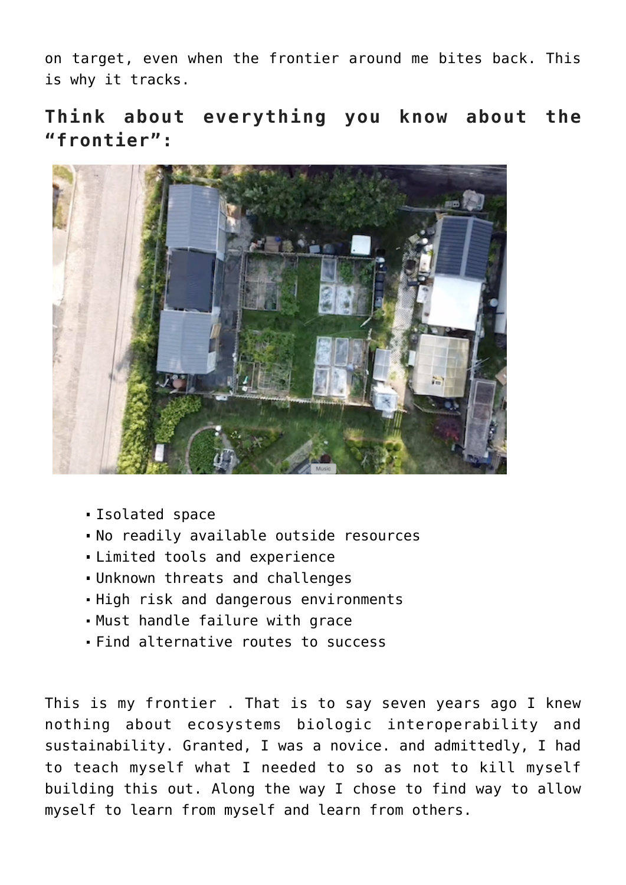on target, even when the frontier around me bites back. This is why it tracks.

## Think about everything you know about the "frontier":

- Isolated space
- No readily available outside resources
- Limited tools and experience
- Unknown threats and challenges
- High risk and dangerous environments
- Must handle failure with grace
- Find alternative routes to success

This is my frontier . That is to say seven years ago I knew nothing about ecosystems biologic interoperability and sustainability. Granted, I was a novice. and admittedly, I had to teach myself what I needed to so as not to kill myself building this out. Along the way I chose to find way to allow myself to learn from myself and learn from others.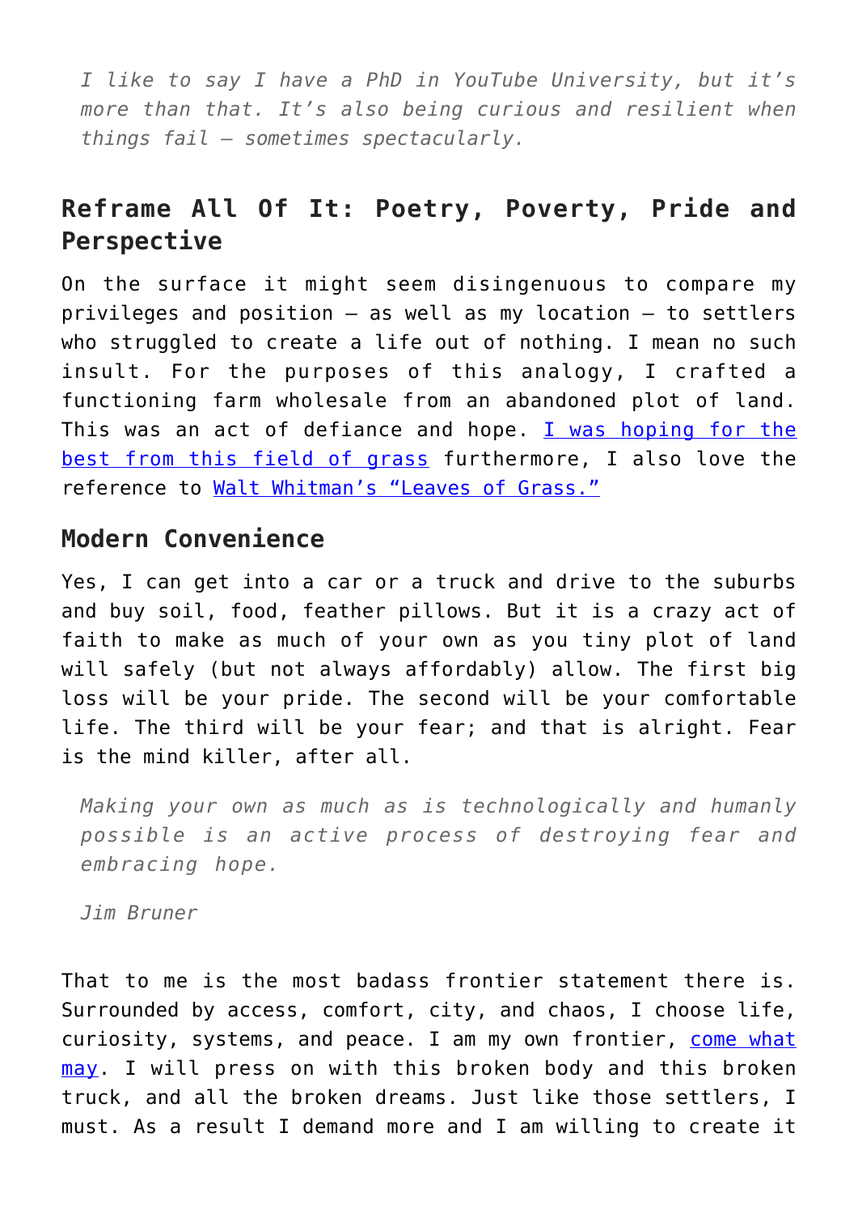> *I like to say I have a PhD in YouTube University, but it's more than that. It's also being curious and resilient when things fail – sometimes spectacularly.*

## Reframe All Of It: Poetry, Poverty, Pride and Perspective

On the surface it might seem disingenuous to compare my privileges and position – as well as my location – to settlers who struggled to create a life out of nothing. I mean no such insult. For the purposes of this analogy, I crafted a functioning farm wholesale from an abandoned plot of land. This was an act of defiance and hope. [I was hoping for the best from this field of grass]() furthermore, I also love the reference to [Walt Whitman's "Leaves of Grass."]()

## Modern Convenience

Yes, I can get into a car or a truck and drive to the suburbs and buy soil, food, feather pillows. But it is a crazy act of faith to make as much of your own as you tiny plot of land will safely (but not always affordably) allow. The first big loss will be your pride. The second will be your comfortable life. The third will be your fear; and that is alright. Fear is the mind killer, after all.

> *Making your own as much as is technologically and humanly possible is an active process of destroying fear and embracing hope.*
>
> *Jim Bruner*

That to me is the most badass frontier statement there is. Surrounded by access, comfort, city, and chaos, I choose life, curiosity, systems, and peace. I am my own frontier, [come what may](). I will press on with this broken body and this broken truck, and all the broken dreams. Just like those settlers, I must. As a result I demand more and I am willing to create it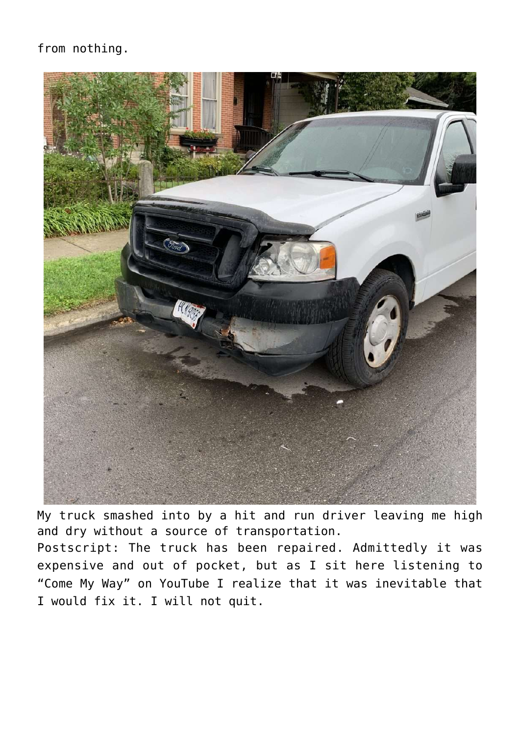from nothing.

My truck smashed into by a hit and run driver leaving me high and dry without a source of transportation.

Postscript: The truck has been repaired. Admittedly it was expensive and out of pocket, but as I sit here listening to “Come My Way” on YouTube I realize that it was inevitable that I would fix it. I will not quit.